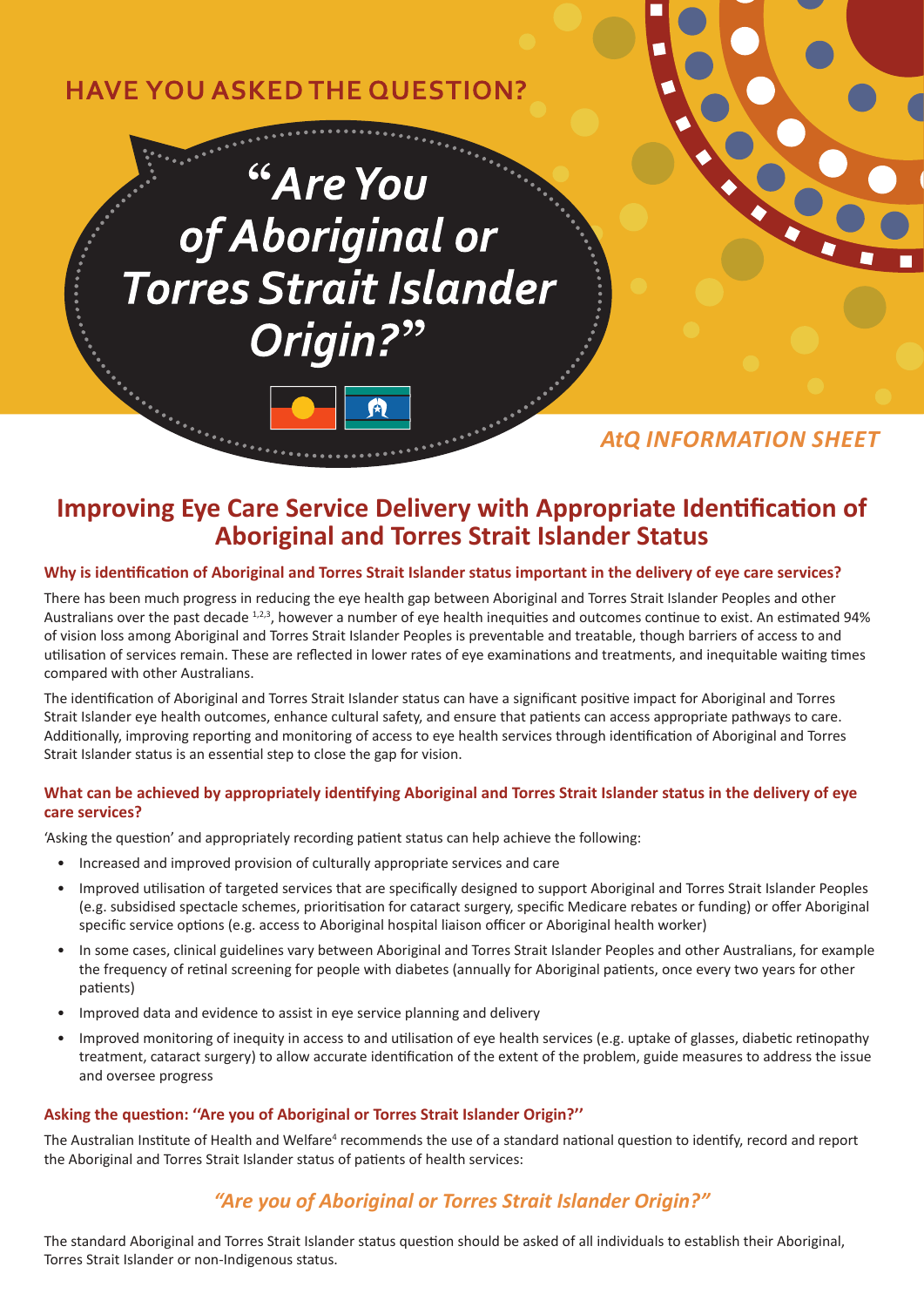HAVE YOU ASKED THE QUESTION?

# "Are You of Aboriginal or Torres Strait Islander Origin?"

*AtQ INFORMATION SHEET*

## Improving Eye Care Service Delivery with Appropriate Identification of Aboriginal and Torres Strait Islander Status

### Why is identification of Aboriginal and Torres Strait Islander status important in the delivery of eye care services?

There has been much progress in reducing the eye health gap between Aboriginal and Torres Strait Islander Peoples and other Australians over the past decade [1,2,3], however a number of eye health inequities and outcomes continue to exist. An estimated 94% of vision loss among Aboriginal and Torres Strait Islander Peoples is preventable and treatable, though barriers of access to and utilisation of services remain. These are reflected in lower rates of eye examinations and treatments, and inequitable waiting times compared with other Australians.

The identification of Aboriginal and Torres Strait Islander status can have a significant positive impact for Aboriginal and Torres Strait Islander eye health outcomes, enhance cultural safety, and ensure that patients can access appropriate pathways to care. Additionally, improving reporting and monitoring of access to eye health services through identification of Aboriginal and Torres Strait Islander status is an essential step to close the gap for vision.

### What can be achieved by appropriately identifying Aboriginal and Torres Strait Islander status in the delivery of eye care services?

'Asking the question' and appropriately recording patient status can help achieve the following:

- Increased and improved provision of culturally appropriate services and care
- Improved utilisation of targeted services that are specifically designed to support Aboriginal and Torres Strait Islander Peoples (e.g. subsidised spectacle schemes, prioritisation for cataract surgery, specific Medicare rebates or funding) or offer Aboriginal specific service options (e.g. access to Aboriginal hospital liaison officer or Aboriginal health worker)
- In some cases, clinical guidelines vary between Aboriginal and Torres Strait Islander Peoples and other Australians, for example the frequency of retinal screening for people with diabetes (annually for Aboriginal patients, once every two years for other patients)
- Improved data and evidence to assist in eye service planning and delivery
- Improved monitoring of inequity in access to and utilisation of eye health services (e.g. uptake of glasses, diabetic retinopathy treatment, cataract surgery) to allow accurate identification of the extent of the problem, guide measures to address the issue and oversee progress

### Asking the question: "Are you of Aboriginal or Torres Strait Islander Origin?"

The Australian Institute of Health and Welfare[4] recommends the use of a standard national question to identify, record and report the Aboriginal and Torres Strait Islander status of patients of health services:

*"Are you of Aboriginal or Torres Strait Islander Origin?"*

The standard Aboriginal and Torres Strait Islander status question should be asked of all individuals to establish their Aboriginal, Torres Strait Islander or non-Indigenous status.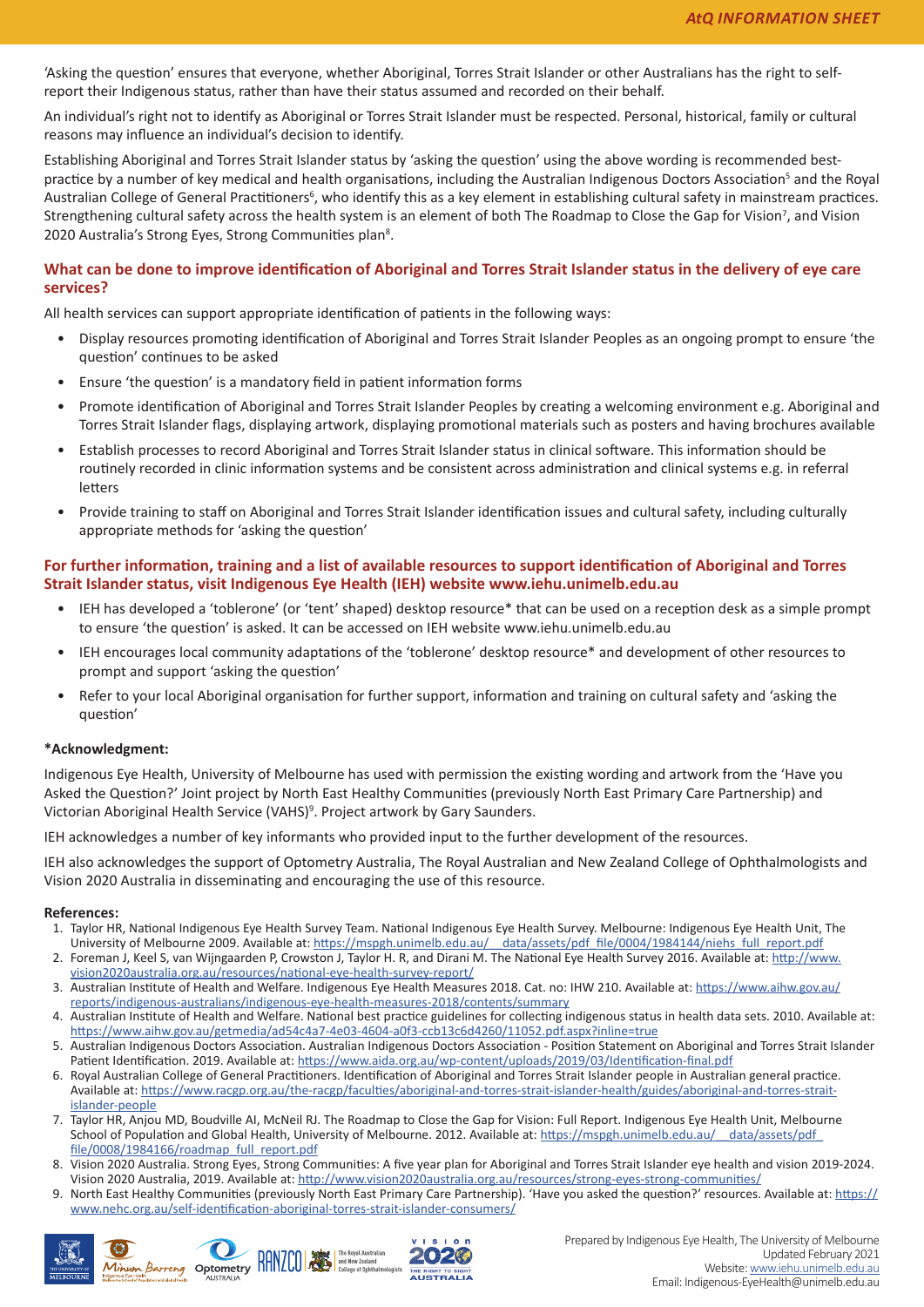'Asking the question' ensures that everyone, whether Aboriginal, Torres Strait Islander or other Australians has the right to self-report their Indigenous status, rather than have their status assumed and recorded on their behalf.

An individual's right not to identify as Aboriginal or Torres Strait Islander must be respected. Personal, historical, family or cultural reasons may influence an individual's decision to identify.

Establishing Aboriginal and Torres Strait Islander status by 'asking the question' using the above wording is recommended best-practice by a number of key medical and health organisations, including the Australian Indigenous Doctors Association[5] and the Royal Australian College of General Practitioners[6], who identify this as a key element in establishing cultural safety in mainstream practices. Strengthening cultural safety across the health system is an element of both The Roadmap to Close the Gap for Vision[7], and Vision 2020 Australia's Strong Eyes, Strong Communities plan[8].

## What can be done to improve identification of Aboriginal and Torres Strait Islander status in the delivery of eye care services?

All health services can support appropriate identification of patients in the following ways:

- Display resources promoting identification of Aboriginal and Torres Strait Islander Peoples as an ongoing prompt to ensure 'the question' continues to be asked
- Ensure 'the question' is a mandatory field in patient information forms
- Promote identification of Aboriginal and Torres Strait Islander Peoples by creating a welcoming environment e.g. Aboriginal and Torres Strait Islander flags, displaying artwork, displaying promotional materials such as posters and having brochures available
- Establish processes to record Aboriginal and Torres Strait Islander status in clinical software. This information should be routinely recorded in clinic information systems and be consistent across administration and clinical systems e.g. in referral letters
- Provide training to staff on Aboriginal and Torres Strait Islander identification issues and cultural safety, including culturally appropriate methods for 'asking the question'

## For further information, training and a list of available resources to support identification of Aboriginal and Torres Strait Islander status, visit Indigenous Eye Health (IEH) website www.iehu.unimelb.edu.au

- IEH has developed a 'toblerone' (or 'tent' shaped) desktop resource* that can be used on a reception desk as a simple prompt to ensure 'the question' is asked. It can be accessed on IEH website www.iehu.unimelb.edu.au
- IEH encourages local community adaptations of the 'toblerone' desktop resource* and development of other resources to prompt and support 'asking the question'
- Refer to your local Aboriginal organisation for further support, information and training on cultural safety and 'asking the question'

**\*Acknowledgment:**

Indigenous Eye Health, University of Melbourne has used with permission the existing wording and artwork from the 'Have you Asked the Question?' Joint project by North East Healthy Communities (previously North East Primary Care Partnership) and Victorian Aboriginal Health Service (VAHS)[9]. Project artwork by Gary Saunders.

IEH acknowledges a number of key informants who provided input to the further development of the resources.

IEH also acknowledges the support of Optometry Australia, The Royal Australian and New Zealand College of Ophthalmologists and Vision 2020 Australia in disseminating and encouraging the use of this resource.

**References:**

1. Taylor HR, National Indigenous Eye Health Survey Team. National Indigenous Eye Health Survey. Melbourne: Indigenous Eye Health Unit, The University of Melbourne 2009. Available at: https://mspgh.unimelb.edu.au/__data/assets/pdf_file/0004/1984144/niehs_full_report.pdf
2. Foreman J, Keel S, van Wijngaarden P, Crowston J, Taylor H. R, and Dirani M. The National Eye Health Survey 2016. Available at: http://www.vision2020australia.org.au/resources/national-eye-health-survey-report/
3. Australian Institute of Health and Welfare. Indigenous Eye Health Measures 2018. Cat. no: IHW 210. Available at: https://www.aihw.gov.au/reports/indigenous-australians/indigenous-eye-health-measures-2018/contents/summary
4. Australian Institute of Health and Welfare. National best practice guidelines for collecting indigenous status in health data sets. 2010. Available at: https://www.aihw.gov.au/getmedia/ad54c4a7-4e03-4604-a0f3-ccb13c6d4260/11052.pdf.aspx?inline=true
5. Australian Indigenous Doctors Association. Australian Indigenous Doctors Association - Position Statement on Aboriginal and Torres Strait Islander Patient Identification. 2019. Available at: https://www.aida.org.au/wp-content/uploads/2019/03/Identification-final.pdf
6. Royal Australian College of General Practitioners. Identification of Aboriginal and Torres Strait Islander people in Australian general practice. Available at: https://www.racgp.org.au/the-racgp/faculties/aboriginal-and-torres-strait-islander-health/guides/aboriginal-and-torres-strait-islander-people
7. Taylor HR, Anjou MD, Boudville AI, McNeil RJ. The Roadmap to Close the Gap for Vision: Full Report. Indigenous Eye Health Unit, Melbourne School of Population and Global Health, University of Melbourne. 2012. Available at: https://mspgh.unimelb.edu.au/__data/assets/pdf_file/0008/1984166/roadmap_full_report.pdf
8. Vision 2020 Australia. Strong Eyes, Strong Communities: A five year plan for Aboriginal and Torres Strait Islander eye health and vision 2019-2024. Vision 2020 Australia, 2019. Available at: http://www.vision2020australia.org.au/resources/strong-eyes-strong-communities/
9. North East Healthy Communities (previously North East Primary Care Partnership). 'Have you asked the question?' resources. Available at: https://www.nehc.org.au/self-identification-aboriginal-torres-strait-islander-consumers/

Prepared by Indigenous Eye Health, The University of Melbourne
Updated February 2021
Website: www.iehu.unimelb.edu.au
Email: Indigenous-EyeHealth@unimelb.edu.au